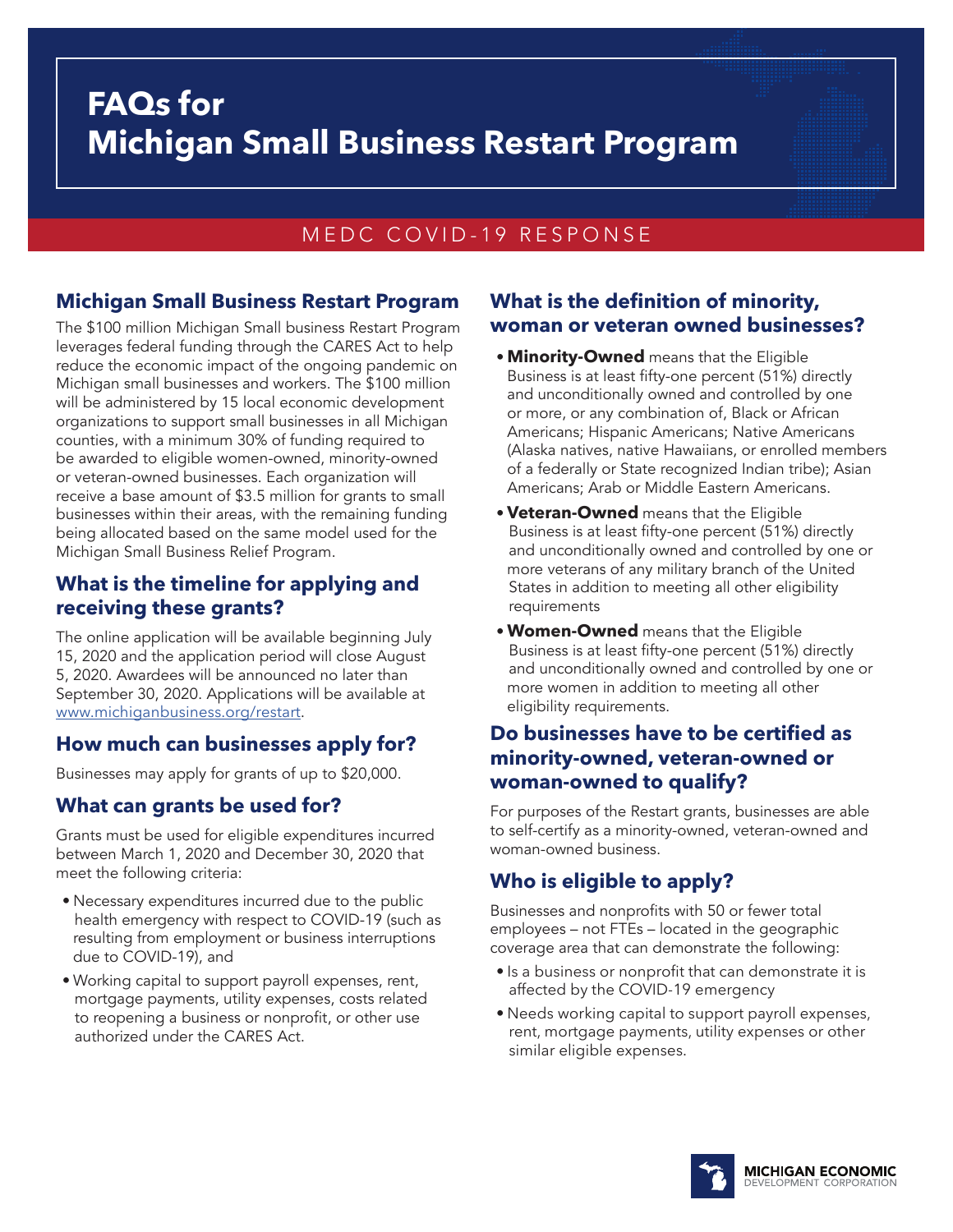# FAQs for Michigan Small Business Restart Program

MEDC COVID-19 RESPONSE

## Michigan Small Business Restart Program

The $100 million Michigan Small business Restart Program leverages federal funding through the CARES Act to help reduce the economic impact of the ongoing pandemic on Michigan small businesses and workers. The $100 million will be administered by 15 local economic development organizations to support small businesses in all Michigan counties, with a minimum 30% of funding required to be awarded to eligible women-owned, minority-owned or veteran-owned businesses. Each organization will receive a base amount of $3.5 million for grants to small businesses within their areas, with the remaining funding being allocated based on the same model used for the Michigan Small Business Relief Program.

## What is the timeline for applying and receiving these grants?

The online application will be available beginning July 15, 2020 and the application period will close August 5, 2020. Awardees will be announced no later than September 30, 2020. Applications will be available at www.michiganbusiness.org/restart.

## How much can businesses apply for?

Businesses may apply for grants of up to $20,000.

## What can grants be used for?

Grants must be used for eligible expenditures incurred between March 1, 2020 and December 30, 2020 that meet the following criteria:

- Necessary expenditures incurred due to the public health emergency with respect to COVID-19 (such as resulting from employment or business interruptions due to COVID-19), and
- Working capital to support payroll expenses, rent, mortgage payments, utility expenses, costs related to reopening a business or nonprofit, or other use authorized under the CARES Act.

## What is the definition of minority, woman or veteran owned businesses?

- **Minority-Owned** means that the Eligible Business is at least fifty-one percent (51%) directly and unconditionally owned and controlled by one or more, or any combination of, Black or African Americans; Hispanic Americans; Native Americans (Alaska natives, native Hawaiians, or enrolled members of a federally or State recognized Indian tribe); Asian Americans; Arab or Middle Eastern Americans.
- **Veteran-Owned** means that the Eligible Business is at least fifty-one percent (51%) directly and unconditionally owned and controlled by one or more veterans of any military branch of the United States in addition to meeting all other eligibility requirements
- **Women-Owned** means that the Eligible Business is at least fifty-one percent (51%) directly and unconditionally owned and controlled by one or more women in addition to meeting all other eligibility requirements.

## Do businesses have to be certified as minority-owned, veteran-owned or woman-owned to qualify?

For purposes of the Restart grants, businesses are able to self-certify as a minority-owned, veteran-owned and woman-owned business.

## Who is eligible to apply?

Businesses and nonprofits with 50 or fewer total employees – not FTEs – located in the geographic coverage area that can demonstrate the following:

- Is a business or nonprofit that can demonstrate it is affected by the COVID-19 emergency
- Needs working capital to support payroll expenses, rent, mortgage payments, utility expenses or other similar eligible expenses.

MICHIGAN ECONOMIC DEVELOPMENT CORPORATION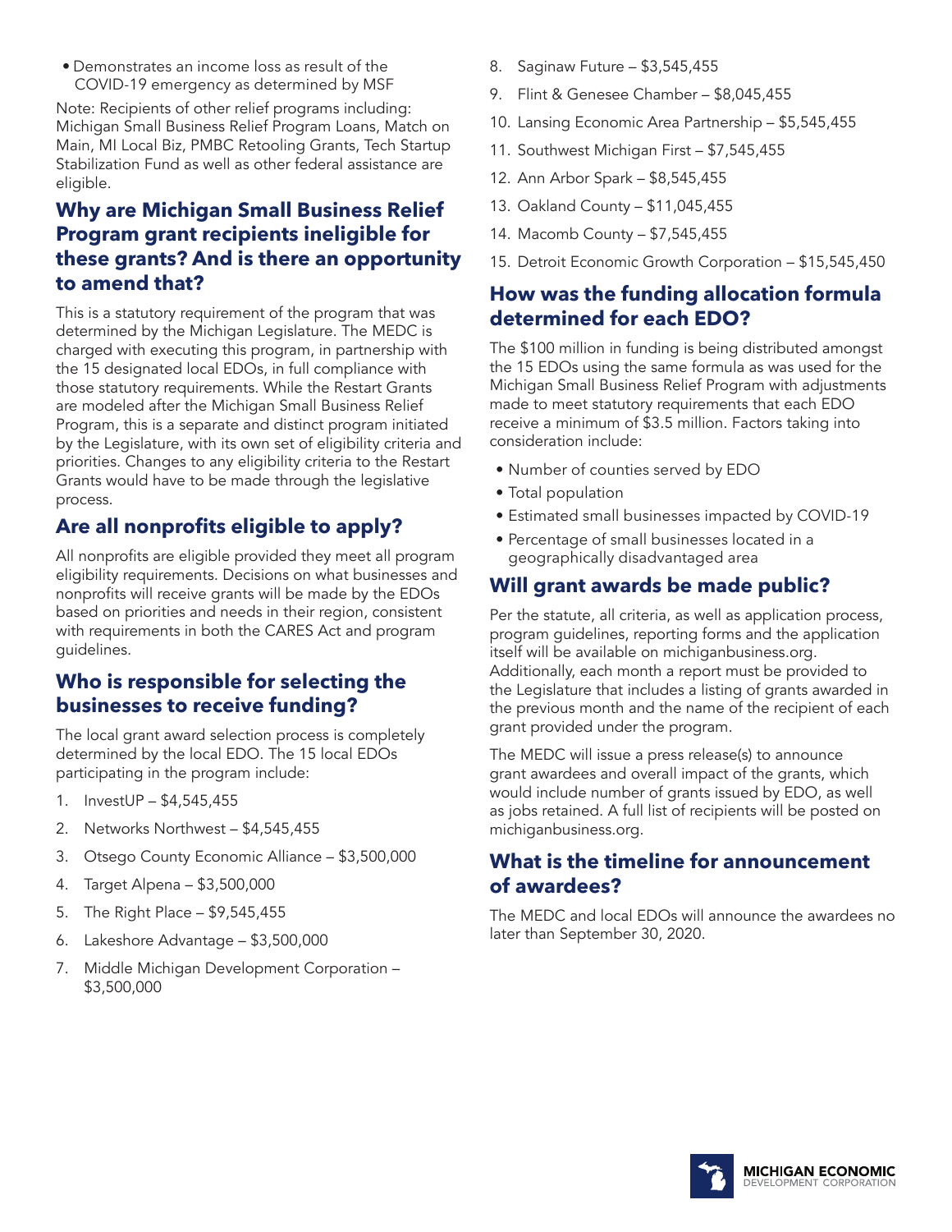- Demonstrates an income loss as result of the COVID-19 emergency as determined by MSF

Note: Recipients of other relief programs including: Michigan Small Business Relief Program Loans, Match on Main, MI Local Biz, PMBC Retooling Grants, Tech Startup Stabilization Fund as well as other federal assistance are eligible.

## Why are Michigan Small Business Relief Program grant recipients ineligible for these grants? And is there an opportunity to amend that?

This is a statutory requirement of the program that was determined by the Michigan Legislature. The MEDC is charged with executing this program, in partnership with the 15 designated local EDOs, in full compliance with those statutory requirements. While the Restart Grants are modeled after the Michigan Small Business Relief Program, this is a separate and distinct program initiated by the Legislature, with its own set of eligibility criteria and priorities. Changes to any eligibility criteria to the Restart Grants would have to be made through the legislative process.

## Are all nonprofits eligible to apply?

All nonprofits are eligible provided they meet all program eligibility requirements. Decisions on what businesses and nonprofits will receive grants will be made by the EDOs based on priorities and needs in their region, consistent with requirements in both the CARES Act and program guidelines.

## Who is responsible for selecting the businesses to receive funding?

The local grant award selection process is completely determined by the local EDO. The 15 local EDOs participating in the program include:

1. InvestUP – $4,545,455
2. Networks Northwest – $4,545,455
3. Otsego County Economic Alliance – $3,500,000
4. Target Alpena – $3,500,000
5. The Right Place – $9,545,455
6. Lakeshore Advantage – $3,500,000
7. Middle Michigan Development Corporation – $3,500,000
8. Saginaw Future – $3,545,455
9. Flint & Genesee Chamber – $8,045,455
10. Lansing Economic Area Partnership – $5,545,455
11. Southwest Michigan First – $7,545,455
12. Ann Arbor Spark – $8,545,455
13. Oakland County – $11,045,455
14. Macomb County – $7,545,455
15. Detroit Economic Growth Corporation – $15,545,450

## How was the funding allocation formula determined for each EDO?

The $100 million in funding is being distributed amongst the 15 EDOs using the same formula as was used for the Michigan Small Business Relief Program with adjustments made to meet statutory requirements that each EDO receive a minimum of $3.5 million. Factors taking into consideration include:

- Number of counties served by EDO
- Total population
- Estimated small businesses impacted by COVID-19
- Percentage of small businesses located in a geographically disadvantaged area

## Will grant awards be made public?

Per the statute, all criteria, as well as application process, program guidelines, reporting forms and the application itself will be available on michiganbusiness.org. Additionally, each month a report must be provided to the Legislature that includes a listing of grants awarded in the previous month and the name of the recipient of each grant provided under the program.

The MEDC will issue a press release(s) to announce grant awardees and overall impact of the grants, which would include number of grants issued by EDO, as well as jobs retained. A full list of recipients will be posted on michiganbusiness.org.

## What is the timeline for announcement of awardees?

The MEDC and local EDOs will announce the awardees no later than September 30, 2020.